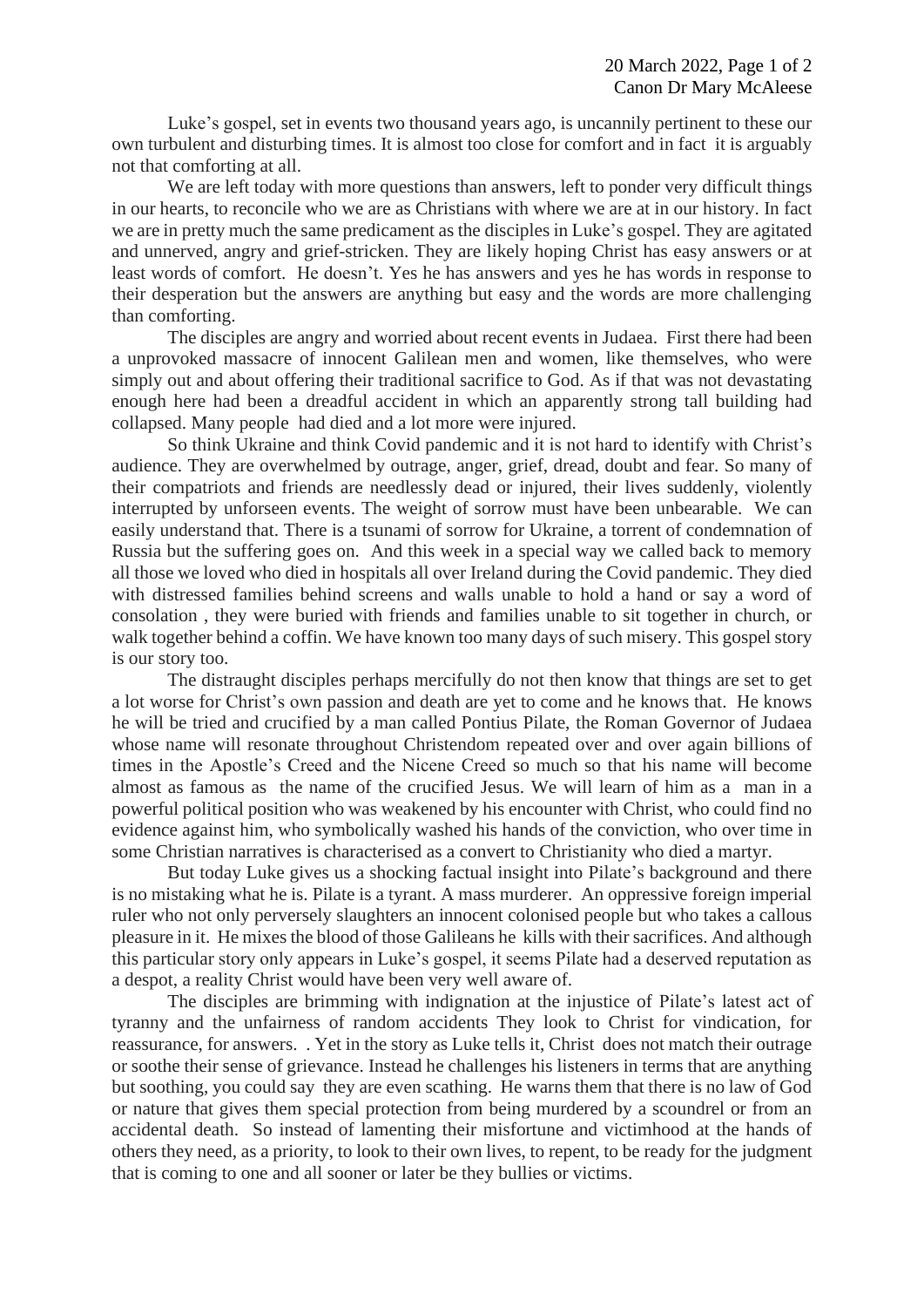Luke's gospel, set in events two thousand years ago, is uncannily pertinent to these our own turbulent and disturbing times. It is almost too close for comfort and in fact it is arguably not that comforting at all.

We are left today with more questions than answers, left to ponder very difficult things in our hearts, to reconcile who we are as Christians with where we are at in our history. In fact we are in pretty much the same predicament as the disciples in Luke's gospel. They are agitated and unnerved, angry and grief-stricken. They are likely hoping Christ has easy answers or at least words of comfort. He doesn't. Yes he has answers and yes he has words in response to their desperation but the answers are anything but easy and the words are more challenging than comforting.

The disciples are angry and worried about recent events in Judaea. First there had been a unprovoked massacre of innocent Galilean men and women, like themselves, who were simply out and about offering their traditional sacrifice to God. As if that was not devastating enough here had been a dreadful accident in which an apparently strong tall building had collapsed. Many people had died and a lot more were injured.

So think Ukraine and think Covid pandemic and it is not hard to identify with Christ's audience. They are overwhelmed by outrage, anger, grief, dread, doubt and fear. So many of their compatriots and friends are needlessly dead or injured, their lives suddenly, violently interrupted by unforseen events. The weight of sorrow must have been unbearable. We can easily understand that. There is a tsunami of sorrow for Ukraine, a torrent of condemnation of Russia but the suffering goes on. And this week in a special way we called back to memory all those we loved who died in hospitals all over Ireland during the Covid pandemic. They died with distressed families behind screens and walls unable to hold a hand or say a word of consolation , they were buried with friends and families unable to sit together in church, or walk together behind a coffin. We have known too many days of such misery. This gospel story is our story too.

The distraught disciples perhaps mercifully do not then know that things are set to get a lot worse for Christ's own passion and death are yet to come and he knows that. He knows he will be tried and crucified by a man called Pontius Pilate, the Roman Governor of Judaea whose name will resonate throughout Christendom repeated over and over again billions of times in the Apostle's Creed and the Nicene Creed so much so that his name will become almost as famous as the name of the crucified Jesus. We will learn of him as a man in a powerful political position who was weakened by his encounter with Christ, who could find no evidence against him, who symbolically washed his hands of the conviction, who over time in some Christian narratives is characterised as a convert to Christianity who died a martyr.

But today Luke gives us a shocking factual insight into Pilate's background and there is no mistaking what he is. Pilate is a tyrant. A mass murderer. An oppressive foreign imperial ruler who not only perversely slaughters an innocent colonised people but who takes a callous pleasure in it. He mixes the blood of those Galileans he kills with their sacrifices. And although this particular story only appears in Luke's gospel, it seems Pilate had a deserved reputation as a despot, a reality Christ would have been very well aware of.

The disciples are brimming with indignation at the injustice of Pilate's latest act of tyranny and the unfairness of random accidents They look to Christ for vindication, for reassurance, for answers. . Yet in the story as Luke tells it, Christ does not match their outrage or soothe their sense of grievance. Instead he challenges his listeners in terms that are anything but soothing, you could say they are even scathing. He warns them that there is no law of God or nature that gives them special protection from being murdered by a scoundrel or from an accidental death. So instead of lamenting their misfortune and victimhood at the hands of others they need, as a priority, to look to their own lives, to repent, to be ready for the judgment that is coming to one and all sooner or later be they bullies or victims.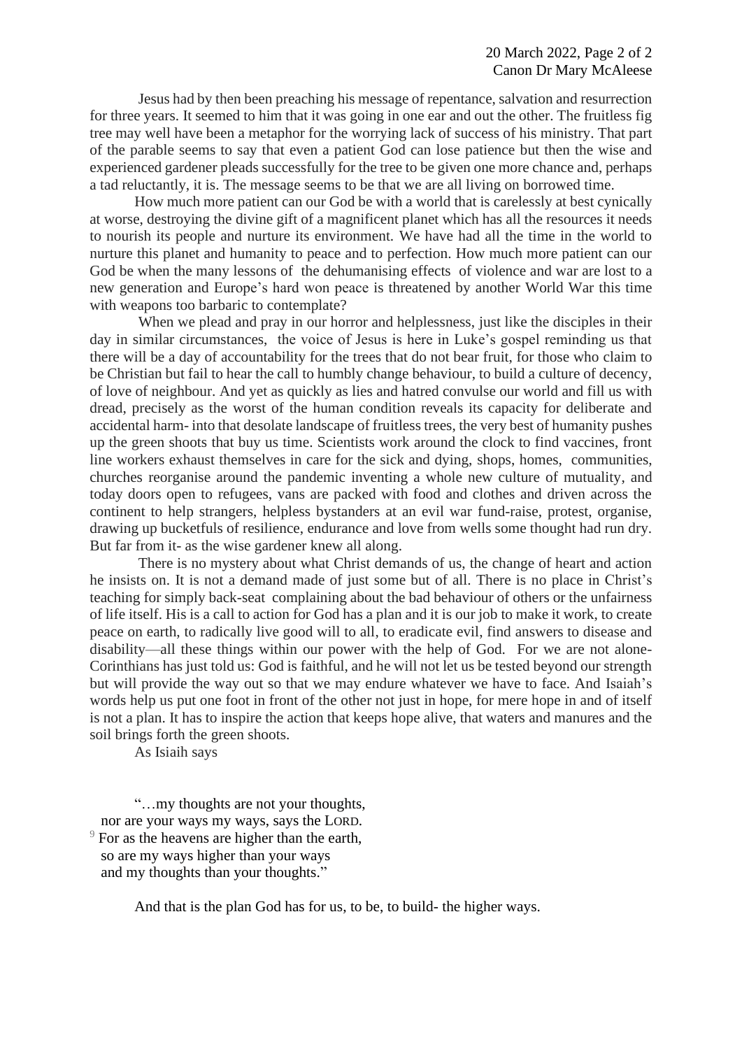Jesus had by then been preaching his message of repentance, salvation and resurrection for three years. It seemed to him that it was going in one ear and out the other. The fruitless fig tree may well have been a metaphor for the worrying lack of success of his ministry. That part of the parable seems to say that even a patient God can lose patience but then the wise and experienced gardener pleads successfully for the tree to be given one more chance and, perhaps a tad reluctantly, it is. The message seems to be that we are all living on borrowed time.

How much more patient can our God be with a world that is carelessly at best cynically at worse, destroying the divine gift of a magnificent planet which has all the resources it needs to nourish its people and nurture its environment. We have had all the time in the world to nurture this planet and humanity to peace and to perfection. How much more patient can our God be when the many lessons of the dehumanising effects of violence and war are lost to a new generation and Europe's hard won peace is threatened by another World War this time with weapons too barbaric to contemplate?

When we plead and pray in our horror and helplessness, just like the disciples in their day in similar circumstances, the voice of Jesus is here in Luke's gospel reminding us that there will be a day of accountability for the trees that do not bear fruit, for those who claim to be Christian but fail to hear the call to humbly change behaviour, to build a culture of decency, of love of neighbour. And yet as quickly as lies and hatred convulse our world and fill us with dread, precisely as the worst of the human condition reveals its capacity for deliberate and accidental harm- into that desolate landscape of fruitless trees, the very best of humanity pushes up the green shoots that buy us time. Scientists work around the clock to find vaccines, front line workers exhaust themselves in care for the sick and dying, shops, homes, communities, churches reorganise around the pandemic inventing a whole new culture of mutuality, and today doors open to refugees, vans are packed with food and clothes and driven across the continent to help strangers, helpless bystanders at an evil war fund-raise, protest, organise, drawing up bucketfuls of resilience, endurance and love from wells some thought had run dry. But far from it- as the wise gardener knew all along.

There is no mystery about what Christ demands of us, the change of heart and action he insists on. It is not a demand made of just some but of all. There is no place in Christ's teaching for simply back-seat complaining about the bad behaviour of others or the unfairness of life itself. His is a call to action for God has a plan and it is our job to make it work, to create peace on earth, to radically live good will to all, to eradicate evil, find answers to disease and disability—all these things within our power with the help of God. For we are not alone- Corinthians has just told us: God is faithful, and he will not let us be tested beyond our strength but will provide the way out so that we may endure whatever we have to face. And Isaiah's words help us put one foot in front of the other not just in hope, for mere hope in and of itself is not a plan. It has to inspire the action that keeps hope alive, that waters and manures and the soil brings forth the green shoots.

As Isiaih says

"…my thoughts are not your thoughts,  
nor are your ways my ways, says the LORD.  
[9] For as the heavens are higher than the earth,  
so are my ways higher than your ways  
and my thoughts than your thoughts."

And that is the plan God has for us, to be, to build- the higher ways.